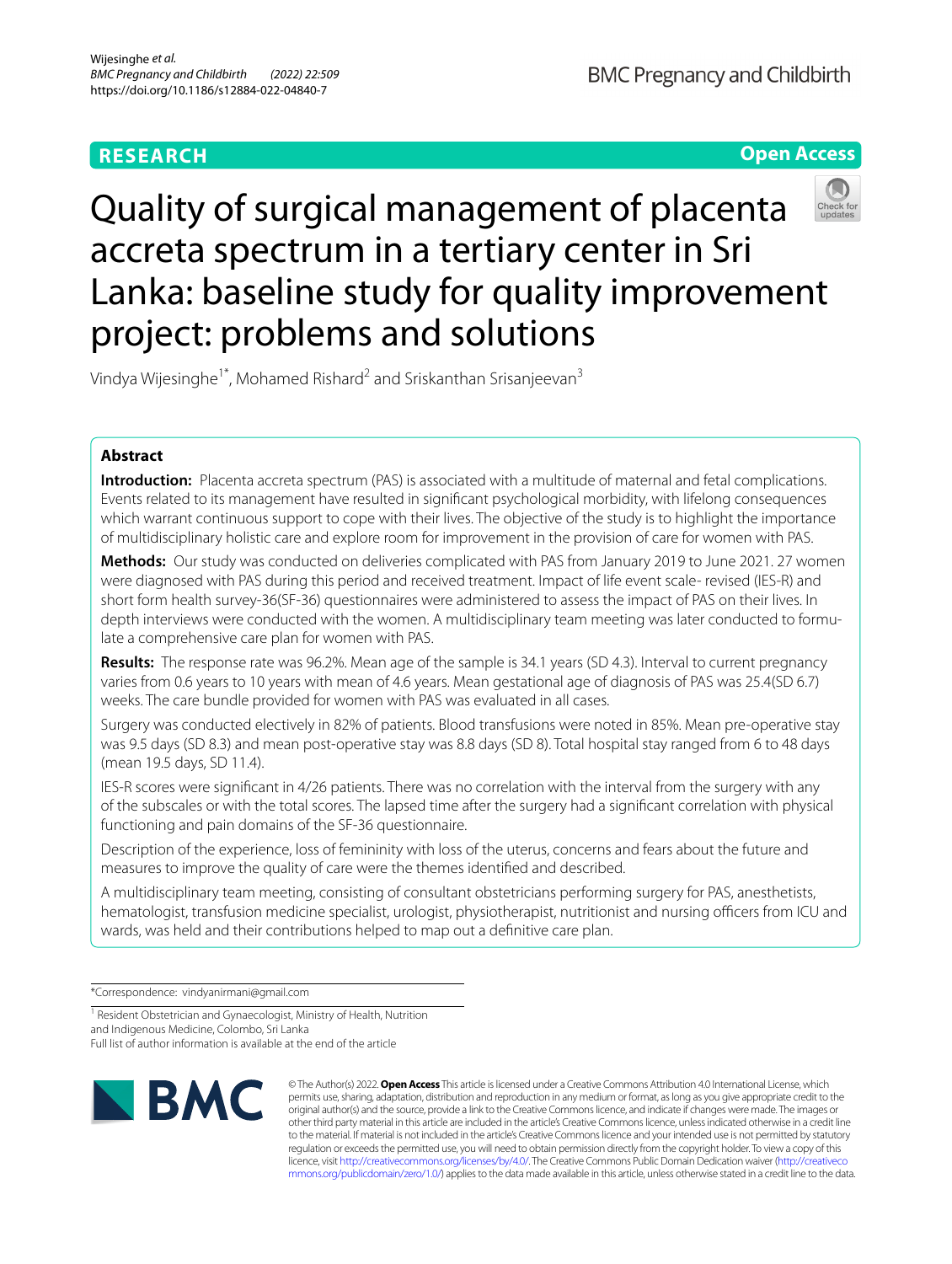RESEARCH

Open Access

# Quality of surgical management of placenta accreta spectrum in a tertiary center in Sri Lanka: baseline study for quality improvement project: problems and solutions

Vindya Wijesinghe[1*], Mohamed Rishard[2] and Sriskanthan Srisanjeevan[3]

## Abstract

**Introduction:** Placenta accreta spectrum (PAS) is associated with a multitude of maternal and fetal complications. Events related to its management have resulted in significant psychological morbidity, with lifelong consequences which warrant continuous support to cope with their lives. The objective of the study is to highlight the importance of multidisciplinary holistic care and explore room for improvement in the provision of care for women with PAS.

**Methods:** Our study was conducted on deliveries complicated with PAS from January 2019 to June 2021. 27 women were diagnosed with PAS during this period and received treatment. Impact of life event scale- revised (IES-R) and short form health survey-36(SF-36) questionnaires were administered to assess the impact of PAS on their lives. In depth interviews were conducted with the women. A multidisciplinary team meeting was later conducted to formulate a comprehensive care plan for women with PAS.

**Results:** The response rate was 96.2%. Mean age of the sample is 34.1 years (SD 4.3). Interval to current pregnancy varies from 0.6 years to 10 years with mean of 4.6 years. Mean gestational age of diagnosis of PAS was 25.4(SD 6.7) weeks. The care bundle provided for women with PAS was evaluated in all cases.

Surgery was conducted electively in 82% of patients. Blood transfusions were noted in 85%. Mean pre-operative stay was 9.5 days (SD 8.3) and mean post-operative stay was 8.8 days (SD 8). Total hospital stay ranged from 6 to 48 days (mean 19.5 days, SD 11.4).

IES-R scores were significant in 4/26 patients. There was no correlation with the interval from the surgery with any of the subscales or with the total scores. The lapsed time after the surgery had a significant correlation with physical functioning and pain domains of the SF-36 questionnaire.

Description of the experience, loss of femininity with loss of the uterus, concerns and fears about the future and measures to improve the quality of care were the themes identified and described.

A multidisciplinary team meeting, consisting of consultant obstetricians performing surgery for PAS, anesthetists, hematologist, transfusion medicine specialist, urologist, physiotherapist, nutritionist and nursing officers from ICU and wards, was held and their contributions helped to map out a definitive care plan.

*Correspondence: vindyanirmani@gmail.com

[1] Resident Obstetrician and Gynaecologist, Ministry of Health, Nutrition and Indigenous Medicine, Colombo, Sri Lanka

Full list of author information is available at the end of the article

© The Author(s) 2022. **Open Access** This article is licensed under a Creative Commons Attribution 4.0 International License, which permits use, sharing, adaptation, distribution and reproduction in any medium or format, as long as you give appropriate credit to the original author(s) and the source, provide a link to the Creative Commons licence, and indicate if changes were made. The images or other third party material in this article are included in the article's Creative Commons licence, unless indicated otherwise in a credit line to the material. If material is not included in the article's Creative Commons licence and your intended use is not permitted by statutory regulation or exceeds the permitted use, you will need to obtain permission directly from the copyright holder. To view a copy of this licence, visit http://creativecommons.org/licenses/by/4.0/. The Creative Commons Public Domain Dedication waiver (http://creativecommons.org/publicdomain/zero/1.0/) applies to the data made available in this article, unless otherwise stated in a credit line to the data.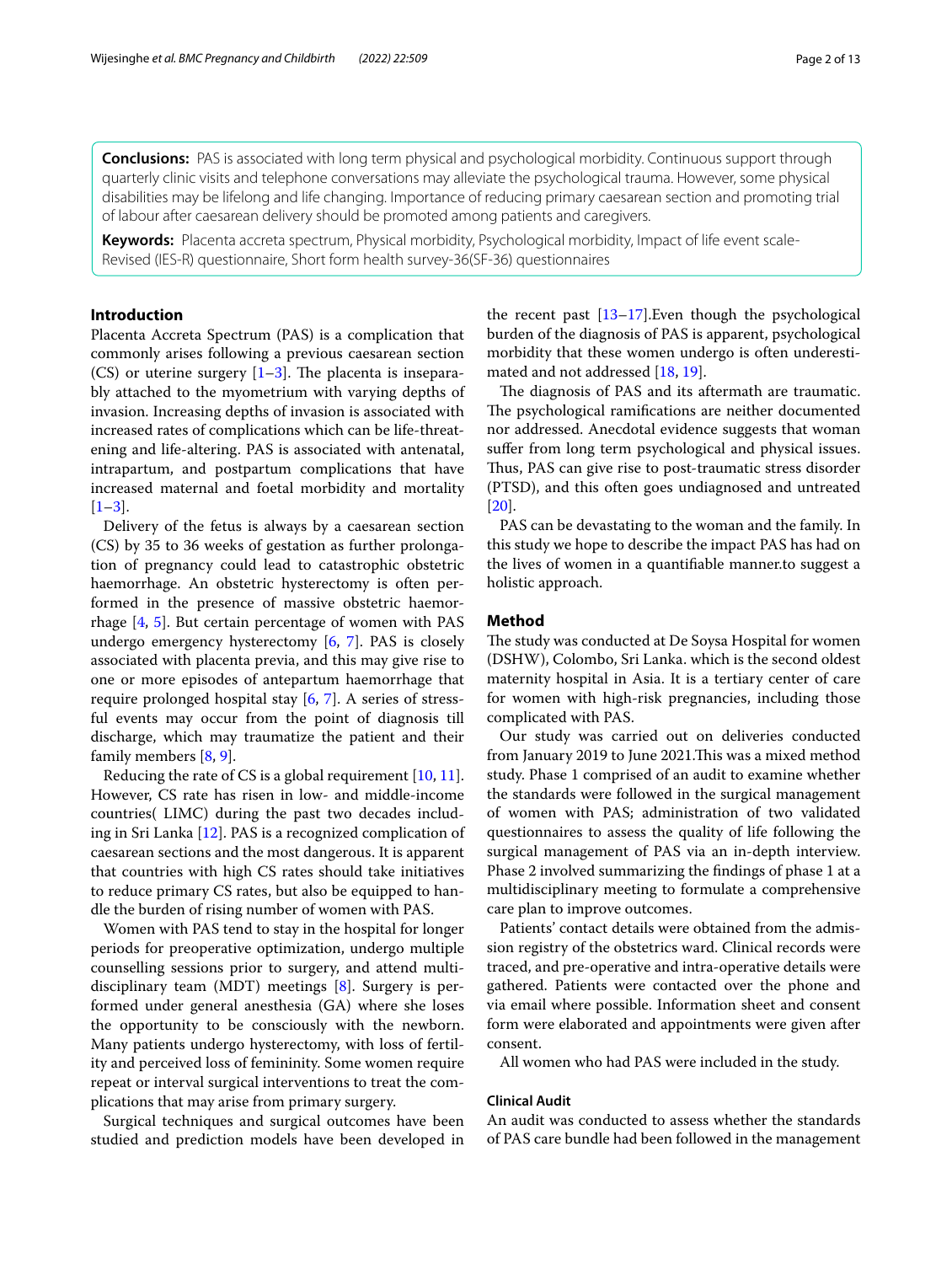**Conclusions:** PAS is associated with long term physical and psychological morbidity. Continuous support through quarterly clinic visits and telephone conversations may alleviate the psychological trauma. However, some physical disabilities may be lifelong and life changing. Importance of reducing primary caesarean section and promoting trial of labour after caesarean delivery should be promoted among patients and caregivers.

**Keywords:** Placenta accreta spectrum, Physical morbidity, Psychological morbidity, Impact of life event scale-Revised (IES-R) questionnaire, Short form health survey-36(SF-36) questionnaires

## Introduction

Placenta Accreta Spectrum (PAS) is a complication that commonly arises following a previous caesarean section (CS) or uterine surgery [1–3]. The placenta is inseparably attached to the myometrium with varying depths of invasion. Increasing depths of invasion is associated with increased rates of complications which can be life-threatening and life-altering. PAS is associated with antenatal, intrapartum, and postpartum complications that have increased maternal and foetal morbidity and mortality [1–3].

Delivery of the fetus is always by a caesarean section (CS) by 35 to 36 weeks of gestation as further prolongation of pregnancy could lead to catastrophic obstetric haemorrhage. An obstetric hysterectomy is often performed in the presence of massive obstetric haemorrhage [4, 5]. But certain percentage of women with PAS undergo emergency hysterectomy [6, 7]. PAS is closely associated with placenta previa, and this may give rise to one or more episodes of antepartum haemorrhage that require prolonged hospital stay [6, 7]. A series of stressful events may occur from the point of diagnosis till discharge, which may traumatize the patient and their family members [8, 9].

Reducing the rate of CS is a global requirement [10, 11]. However, CS rate has risen in low- and middle-income countries( LIMC) during the past two decades including in Sri Lanka [12]. PAS is a recognized complication of caesarean sections and the most dangerous. It is apparent that countries with high CS rates should take initiatives to reduce primary CS rates, but also be equipped to handle the burden of rising number of women with PAS.

Women with PAS tend to stay in the hospital for longer periods for preoperative optimization, undergo multiple counselling sessions prior to surgery, and attend multidisciplinary team (MDT) meetings [8]. Surgery is performed under general anesthesia (GA) where she loses the opportunity to be consciously with the newborn. Many patients undergo hysterectomy, with loss of fertility and perceived loss of femininity. Some women require repeat or interval surgical interventions to treat the complications that may arise from primary surgery.

Surgical techniques and surgical outcomes have been studied and prediction models have been developed in the recent past [13–17].Even though the psychological burden of the diagnosis of PAS is apparent, psychological morbidity that these women undergo is often underestimated and not addressed [18, 19].

The diagnosis of PAS and its aftermath are traumatic. The psychological ramifications are neither documented nor addressed. Anecdotal evidence suggests that woman suffer from long term psychological and physical issues. Thus, PAS can give rise to post-traumatic stress disorder (PTSD), and this often goes undiagnosed and untreated [20].

PAS can be devastating to the woman and the family. In this study we hope to describe the impact PAS has had on the lives of women in a quantifiable manner.to suggest a holistic approach.

## Method

The study was conducted at De Soysa Hospital for women (DSHW), Colombo, Sri Lanka. which is the second oldest maternity hospital in Asia. It is a tertiary center of care for women with high-risk pregnancies, including those complicated with PAS.

Our study was carried out on deliveries conducted from January 2019 to June 2021.This was a mixed method study. Phase 1 comprised of an audit to examine whether the standards were followed in the surgical management of women with PAS; administration of two validated questionnaires to assess the quality of life following the surgical management of PAS via an in-depth interview. Phase 2 involved summarizing the findings of phase 1 at a multidisciplinary meeting to formulate a comprehensive care plan to improve outcomes.

Patients' contact details were obtained from the admission registry of the obstetrics ward. Clinical records were traced, and pre-operative and intra-operative details were gathered. Patients were contacted over the phone and via email where possible. Information sheet and consent form were elaborated and appointments were given after consent.

All women who had PAS were included in the study.

### Clinical Audit

An audit was conducted to assess whether the standards of PAS care bundle had been followed in the management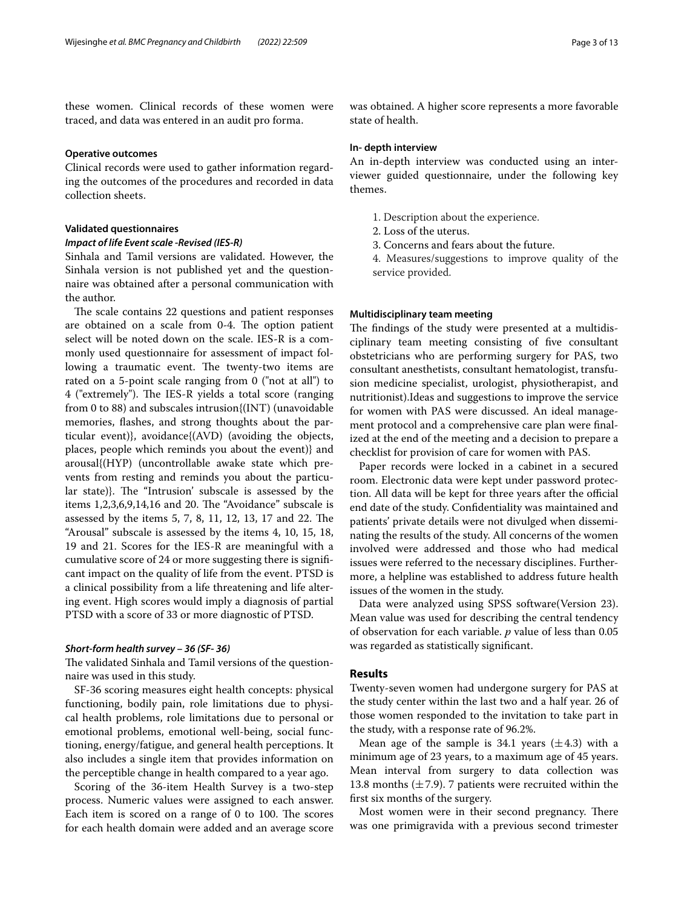these women. Clinical records of these women were traced, and data was entered in an audit pro forma.

#### Operative outcomes

Clinical records were used to gather information regarding the outcomes of the procedures and recorded in data collection sheets.

#### Validated questionnaires

##### *Impact of life Event scale -Revised (IES-R)*

Sinhala and Tamil versions are validated. However, the Sinhala version is not published yet and the questionnaire was obtained after a personal communication with the author.

The scale contains 22 questions and patient responses are obtained on a scale from 0-4. The option patient select will be noted down on the scale. IES-R is a commonly used questionnaire for assessment of impact following a traumatic event. The twenty-two items are rated on a 5-point scale ranging from 0 ("not at all") to 4 ("extremely"). The IES-R yields a total score (ranging from 0 to 88) and subscales intrusion{(INT) (unavoidable memories, flashes, and strong thoughts about the particular event)}, avoidance{(AVD) (avoiding the objects, places, people which reminds you about the event)} and arousal{(HYP) (uncontrollable awake state which prevents from resting and reminds you about the particular state)}. The "Intrusion' subscale is assessed by the items 1,2,3,6,9,14,16 and 20. The "Avoidance" subscale is assessed by the items 5, 7, 8, 11, 12, 13, 17 and 22. The "Arousal" subscale is assessed by the items 4, 10, 15, 18, 19 and 21. Scores for the IES-R are meaningful with a cumulative score of 24 or more suggesting there is significant impact on the quality of life from the event. PTSD is a clinical possibility from a life threatening and life altering event. High scores would imply a diagnosis of partial PTSD with a score of 33 or more diagnostic of PTSD.

##### *Short-form health survey – 36 (SF- 36)*

The validated Sinhala and Tamil versions of the questionnaire was used in this study.

SF-36 scoring measures eight health concepts: physical functioning, bodily pain, role limitations due to physical health problems, role limitations due to personal or emotional problems, emotional well-being, social functioning, energy/fatigue, and general health perceptions. It also includes a single item that provides information on the perceptible change in health compared to a year ago.

Scoring of the 36-item Health Survey is a two-step process. Numeric values were assigned to each answer. Each item is scored on a range of 0 to 100. The scores for each health domain were added and an average score was obtained. A higher score represents a more favorable state of health.

#### In- depth interview

An in-depth interview was conducted using an interviewer guided questionnaire, under the following key themes.

1. Description about the experience.
2. Loss of the uterus.
3. Concerns and fears about the future.
4. Measures/suggestions to improve quality of the service provided.

#### Multidisciplinary team meeting

The findings of the study were presented at a multidisciplinary team meeting consisting of five consultant obstetricians who are performing surgery for PAS, two consultant anesthetists, consultant hematologist, transfusion medicine specialist, urologist, physiotherapist, and nutritionist).Ideas and suggestions to improve the service for women with PAS were discussed. An ideal management protocol and a comprehensive care plan were finalized at the end of the meeting and a decision to prepare a checklist for provision of care for women with PAS.

Paper records were locked in a cabinet in a secured room. Electronic data were kept under password protection. All data will be kept for three years after the official end date of the study. Confidentiality was maintained and patients' private details were not divulged when disseminating the results of the study. All concerns of the women involved were addressed and those who had medical issues were referred to the necessary disciplines. Furthermore, a helpline was established to address future health issues of the women in the study.

Data were analyzed using SPSS software(Version 23). Mean value was used for describing the central tendency of observation for each variable. *p* value of less than 0.05 was regarded as statistically significant.

## Results

Twenty-seven women had undergone surgery for PAS at the study center within the last two and a half year. 26 of those women responded to the invitation to take part in the study, with a response rate of 96.2%.

Mean age of the sample is 34.1 years ($\pm 4.3$) with a minimum age of 23 years, to a maximum age of 45 years. Mean interval from surgery to data collection was 13.8 months ($\pm 7.9$). 7 patients were recruited within the first six months of the surgery.

Most women were in their second pregnancy. There was one primigravida with a previous second trimester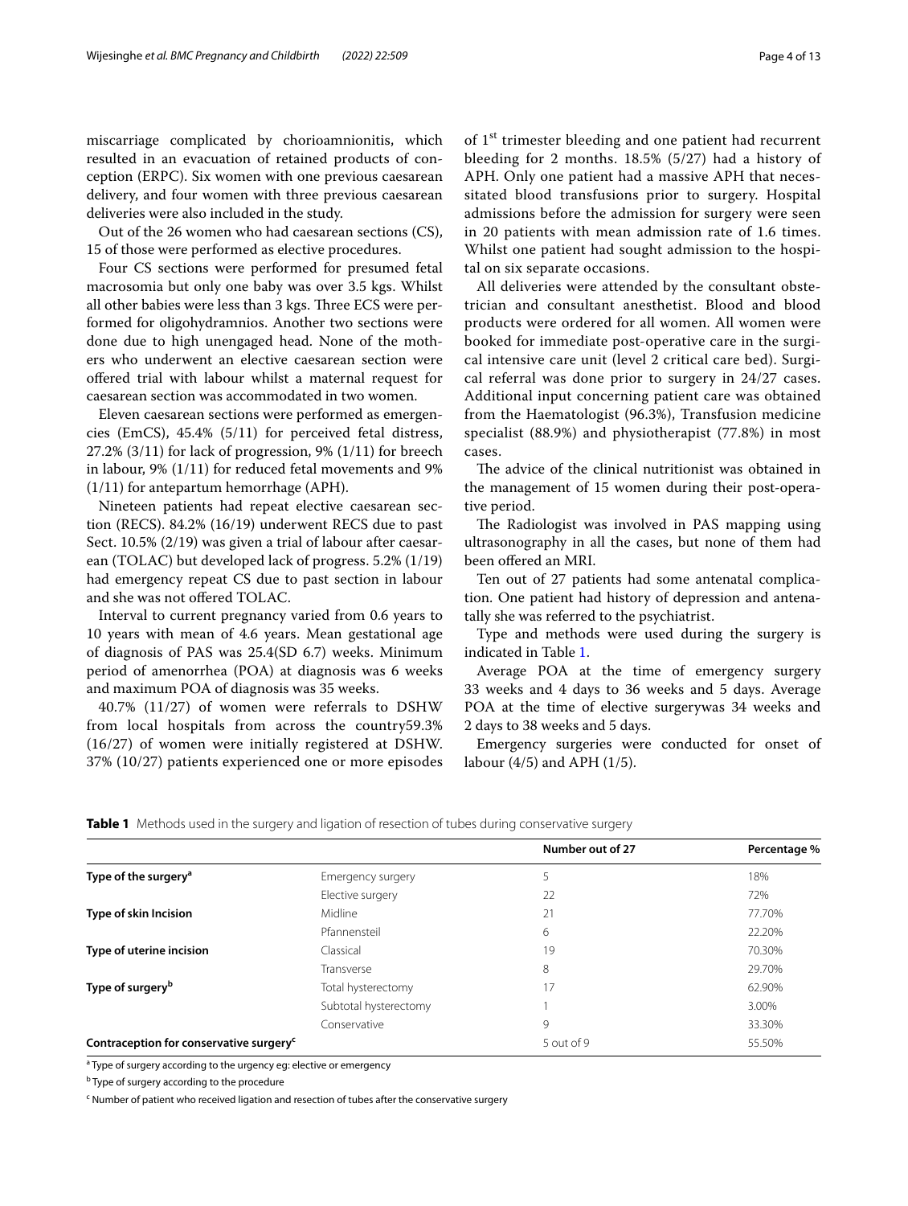miscarriage complicated by chorioamnionitis, which resulted in an evacuation of retained products of conception (ERPC). Six women with one previous caesarean delivery, and four women with three previous caesarean deliveries were also included in the study.

Out of the 26 women who had caesarean sections (CS), 15 of those were performed as elective procedures.

Four CS sections were performed for presumed fetal macrosomia but only one baby was over 3.5 kgs. Whilst all other babies were less than 3 kgs. Three ECS were performed for oligohydramnios. Another two sections were done due to high unengaged head. None of the mothers who underwent an elective caesarean section were offered trial with labour whilst a maternal request for caesarean section was accommodated in two women.

Eleven caesarean sections were performed as emergencies (EmCS), 45.4% (5/11) for perceived fetal distress, 27.2% (3/11) for lack of progression, 9% (1/11) for breech in labour, 9% (1/11) for reduced fetal movements and 9% (1/11) for antepartum hemorrhage (APH).

Nineteen patients had repeat elective caesarean section (RECS). 84.2% (16/19) underwent RECS due to past Sect. 10.5% (2/19) was given a trial of labour after caesarean (TOLAC) but developed lack of progress. 5.2% (1/19) had emergency repeat CS due to past section in labour and she was not offered TOLAC.

Interval to current pregnancy varied from 0.6 years to 10 years with mean of 4.6 years. Mean gestational age of diagnosis of PAS was 25.4(SD 6.7) weeks. Minimum period of amenorrhea (POA) at diagnosis was 6 weeks and maximum POA of diagnosis was 35 weeks.

40.7% (11/27) of women were referrals to DSHW from local hospitals from across the country59.3% (16/27) of women were initially registered at DSHW. 37% (10/27) patients experienced one or more episodes of 1st trimester bleeding and one patient had recurrent bleeding for 2 months. 18.5% (5/27) had a history of APH. Only one patient had a massive APH that necessitated blood transfusions prior to surgery. Hospital admissions before the admission for surgery were seen in 20 patients with mean admission rate of 1.6 times. Whilst one patient had sought admission to the hospital on six separate occasions.

All deliveries were attended by the consultant obstetrician and consultant anesthetist. Blood and blood products were ordered for all women. All women were booked for immediate post-operative care in the surgical intensive care unit (level 2 critical care bed). Surgical referral was done prior to surgery in 24/27 cases. Additional input concerning patient care was obtained from the Haematologist (96.3%), Transfusion medicine specialist (88.9%) and physiotherapist (77.8%) in most cases.

The advice of the clinical nutritionist was obtained in the management of 15 women during their post-operative period.

The Radiologist was involved in PAS mapping using ultrasonography in all the cases, but none of them had been offered an MRI.

Ten out of 27 patients had some antenatal complication. One patient had history of depression and antenatally she was referred to the psychiatrist.

Type and methods were used during the surgery is indicated in Table 1.

Average POA at the time of emergency surgery 33 weeks and 4 days to 36 weeks and 5 days. Average POA at the time of elective surgerywas 34 weeks and 2 days to 38 weeks and 5 days.

Emergency surgeries were conducted for onset of labour (4/5) and APH (1/5).

**Table 1** Methods used in the surgery and ligation of resection of tubes during conservative surgery

| | | Number out of 27 | Percentage % |
|---|---|---|---|
| **Type of the surgery**[a] | Emergency surgery | 5 | 18% |
| | Elective surgery | 22 | 72% |
| **Type of skin Incision** | Midline | 21 | 77.70% |
| | Pfannensteil | 6 | 22.20% |
| **Type of uterine incision** | Classical | 19 | 70.30% |
| | Transverse | 8 | 29.70% |
| **Type of surgery**[b] | Total hysterectomy | 17 | 62.90% |
| | Subtotal hysterectomy | 1 | 3.00% |
| | Conservative | 9 | 33.30% |
| **Contraception for conservative surgery**[c] | | 5 out of 9 | 55.50% |

[a] Type of surgery according to the urgency eg: elective or emergency

[b] Type of surgery according to the procedure

[c] Number of patient who received ligation and resection of tubes after the conservative surgery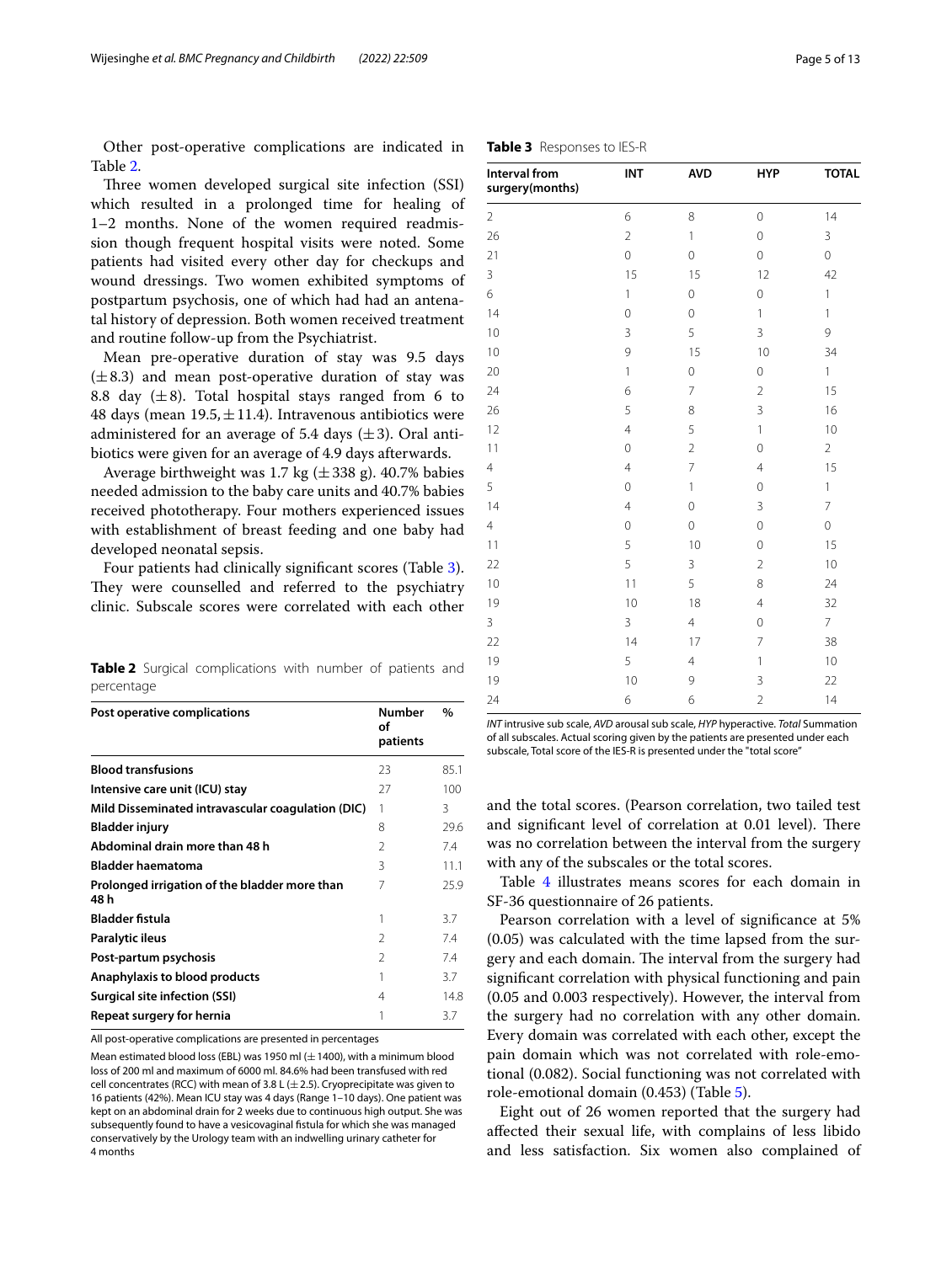Other post-operative complications are indicated in Table 2.

Three women developed surgical site infection (SSI) which resulted in a prolonged time for healing of 1–2 months. None of the women required readmission though frequent hospital visits were noted. Some patients had visited every other day for checkups and wound dressings. Two women exhibited symptoms of postpartum psychosis, one of which had had an antenatal history of depression. Both women received treatment and routine follow-up from the Psychiatrist.

Mean pre-operative duration of stay was 9.5 days (±8.3) and mean post-operative duration of stay was 8.8 day (±8). Total hospital stays ranged from 6 to 48 days (mean 19.5, ±11.4). Intravenous antibiotics were administered for an average of 5.4 days (±3). Oral antibiotics were given for an average of 4.9 days afterwards.

Average birthweight was 1.7 kg (±338 g). 40.7% babies needed admission to the baby care units and 40.7% babies received phototherapy. Four mothers experienced issues with establishment of breast feeding and one baby had developed neonatal sepsis.

Four patients had clinically significant scores (Table 3). They were counselled and referred to the psychiatry clinic. Subscale scores were correlated with each other and the total scores. (Pearson correlation, two tailed test and significant level of correlation at 0.01 level). There was no correlation between the interval from the surgery with any of the subscales or the total scores.

**Table 2** Surgical complications with number of patients and percentage

| Post operative complications | Number of patients | % |
|---|---|---|
| **Blood transfusions** | 23 | 85.1 |
| **Intensive care unit (ICU) stay** | 27 | 100 |
| **Mild Disseminated intravascular coagulation (DIC)** | 1 | 3 |
| **Bladder injury** | 8 | 29.6 |
| **Abdominal drain more than 48 h** | 2 | 7.4 |
| **Bladder haematoma** | 3 | 11.1 |
| **Prolonged irrigation of the bladder more than 48 h** | 7 | 25.9 |
| **Bladder fistula** | 1 | 3.7 |
| **Paralytic ileus** | 2 | 7.4 |
| **Post-partum psychosis** | 2 | 7.4 |
| **Anaphylaxis to blood products** | 1 | 3.7 |
| **Surgical site infection (SSI)** | 4 | 14.8 |
| **Repeat surgery for hernia** | 1 | 3.7 |

All post-operative complications are presented in percentages

Mean estimated blood loss (EBL) was 1950 ml (±1400), with a minimum blood loss of 200 ml and maximum of 6000 ml. 84.6% had been transfused with red cell concentrates (RCC) with mean of 3.8 L (±2.5). Cryoprecipitate was given to 16 patients (42%). Mean ICU stay was 4 days (Range 1–10 days). One patient was kept on an abdominal drain for 2 weeks due to continuous high output. She was subsequently found to have a vesicovaginal fistula for which she was managed conservatively by the Urology team with an indwelling urinary catheter for 4 months

**Table 3** Responses to IES-R

| Interval from surgery(months) | INT | AVD | HYP | TOTAL |
|---|---|---|---|---|
| 2 | 6 | 8 | 0 | 14 |
| 26 | 2 | 1 | 0 | 3 |
| 21 | 0 | 0 | 0 | 0 |
| 3 | 15 | 15 | 12 | 42 |
| 6 | 1 | 0 | 0 | 1 |
| 14 | 0 | 0 | 1 | 1 |
| 10 | 3 | 5 | 3 | 9 |
| 10 | 9 | 15 | 10 | 34 |
| 20 | 1 | 0 | 0 | 1 |
| 24 | 6 | 7 | 2 | 15 |
| 26 | 5 | 8 | 3 | 16 |
| 12 | 4 | 5 | 1 | 10 |
| 11 | 0 | 2 | 0 | 2 |
| 4 | 4 | 7 | 4 | 15 |
| 5 | 0 | 1 | 0 | 1 |
| 14 | 4 | 0 | 3 | 7 |
| 4 | 0 | 0 | 0 | 0 |
| 11 | 5 | 10 | 0 | 15 |
| 22 | 5 | 3 | 2 | 10 |
| 10 | 11 | 5 | 8 | 24 |
| 19 | 10 | 18 | 4 | 32 |
| 3 | 3 | 4 | 0 | 7 |
| 22 | 14 | 17 | 7 | 38 |
| 19 | 5 | 4 | 1 | 10 |
| 19 | 10 | 9 | 3 | 22 |
| 24 | 6 | 6 | 2 | 14 |

*INT* intrusive sub scale, *AVD* arousal sub scale, *HYP* hyperactive. *Total* Summation of all subscales. Actual scoring given by the patients are presented under each subscale, Total score of the IES-R is presented under the "total score"

Table 4 illustrates means scores for each domain in SF-36 questionnaire of 26 patients.

Pearson correlation with a level of significance at 5% (0.05) was calculated with the time lapsed from the surgery and each domain. The interval from the surgery had significant correlation with physical functioning and pain (0.05 and 0.003 respectively). However, the interval from the surgery had no correlation with any other domain. Every domain was correlated with each other, except the pain domain which was not correlated with role-emotional (0.082). Social functioning was not correlated with role-emotional domain (0.453) (Table 5).

Eight out of 26 women reported that the surgery had affected their sexual life, with complains of less libido and less satisfaction. Six women also complained of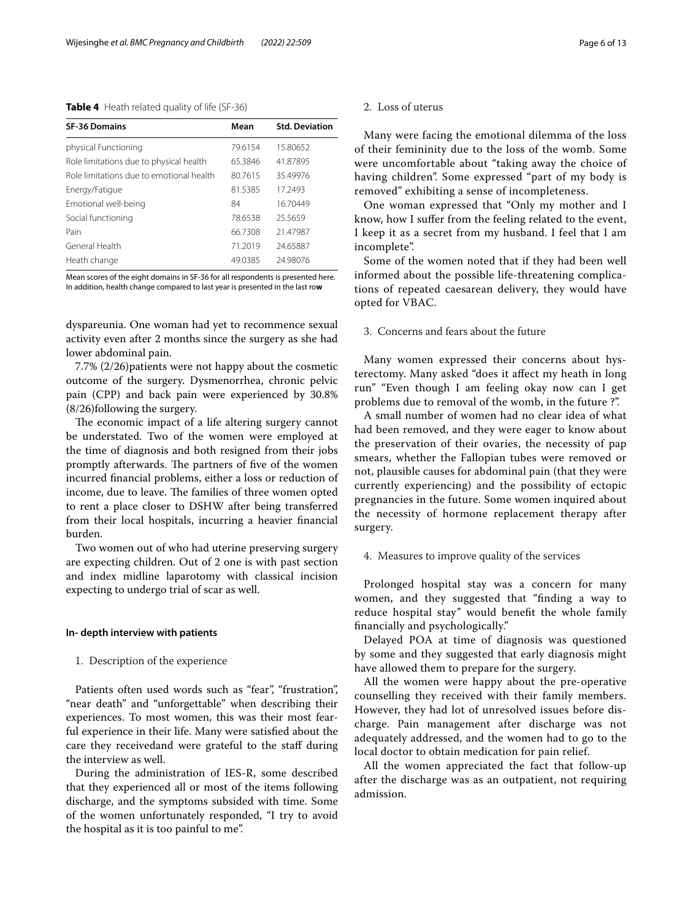**Table 4** Heath related quality of life (SF-36)

| SF-36 Domains | Mean | Std. Deviation |
|---|---|---|
| physical Functioning | 79.6154 | 15.80652 |
| Role limitations due to physical health | 65.3846 | 41.87895 |
| Role limitations due to emotional health | 80.7615 | 35.49976 |
| Energy/Fatigue | 81.5385 | 17.2493 |
| Emotional well-being | 84 | 16.70449 |
| Social functioning | 78.6538 | 25.5659 |
| Pain | 66.7308 | 21.47987 |
| General Health | 71.2019 | 24.65887 |
| Heath change | 49.0385 | 24.98076 |

Mean scores of the eight domains in SF-36 for all respondents is presented here. In addition, health change compared to last year is presented in the last row

dyspareunia. One woman had yet to recommence sexual activity even after 2 months since the surgery as she had lower abdominal pain.

7.7% (2/26)patients were not happy about the cosmetic outcome of the surgery. Dysmenorrhea, chronic pelvic pain (CPP) and back pain were experienced by 30.8% (8/26)following the surgery.

The economic impact of a life altering surgery cannot be understated. Two of the women were employed at the time of diagnosis and both resigned from their jobs promptly afterwards. The partners of five of the women incurred financial problems, either a loss or reduction of income, due to leave. The families of three women opted to rent a place closer to DSHW after being transferred from their local hospitals, incurring a heavier financial burden.

Two women out of who had uterine preserving surgery are expecting children. Out of 2 one is with past section and index midline laparotomy with classical incision expecting to undergo trial of scar as well.

#### In- depth interview with patients

1. Description of the experience

Patients often used words such as "fear", "frustration", "near death" and "unforgettable" when describing their experiences. To most women, this was their most fearful experience in their life. Many were satisfied about the care they receivedand were grateful to the staff during the interview as well.

During the administration of IES-R, some described that they experienced all or most of the items following discharge, and the symptoms subsided with time. Some of the women unfortunately responded, "I try to avoid the hospital as it is too painful to me".

2. Loss of uterus

Many were facing the emotional dilemma of the loss of their femininity due to the loss of the womb. Some were uncomfortable about "taking away the choice of having children". Some expressed "part of my body is removed" exhibiting a sense of incompleteness.

One woman expressed that "Only my mother and I know, how I suffer from the feeling related to the event, I keep it as a secret from my husband. I feel that I am incomplete".

Some of the women noted that if they had been well informed about the possible life-threatening complications of repeated caesarean delivery, they would have opted for VBAC.

3. Concerns and fears about the future

Many women expressed their concerns about hysterectomy. Many asked "does it affect my heath in long run" "Even though I am feeling okay now can I get problems due to removal of the womb, in the future ?".

A small number of women had no clear idea of what had been removed, and they were eager to know about the preservation of their ovaries, the necessity of pap smears, whether the Fallopian tubes were removed or not, plausible causes for abdominal pain (that they were currently experiencing) and the possibility of ectopic pregnancies in the future. Some women inquired about the necessity of hormone replacement therapy after surgery.

4. Measures to improve quality of the services

Prolonged hospital stay was a concern for many women, and they suggested that "finding a way to reduce hospital stay" would benefit the whole family financially and psychologically."

Delayed POA at time of diagnosis was questioned by some and they suggested that early diagnosis might have allowed them to prepare for the surgery.

All the women were happy about the pre-operative counselling they received with their family members. However, they had lot of unresolved issues before discharge. Pain management after discharge was not adequately addressed, and the women had to go to the local doctor to obtain medication for pain relief.

All the women appreciated the fact that follow-up after the discharge was as an outpatient, not requiring admission.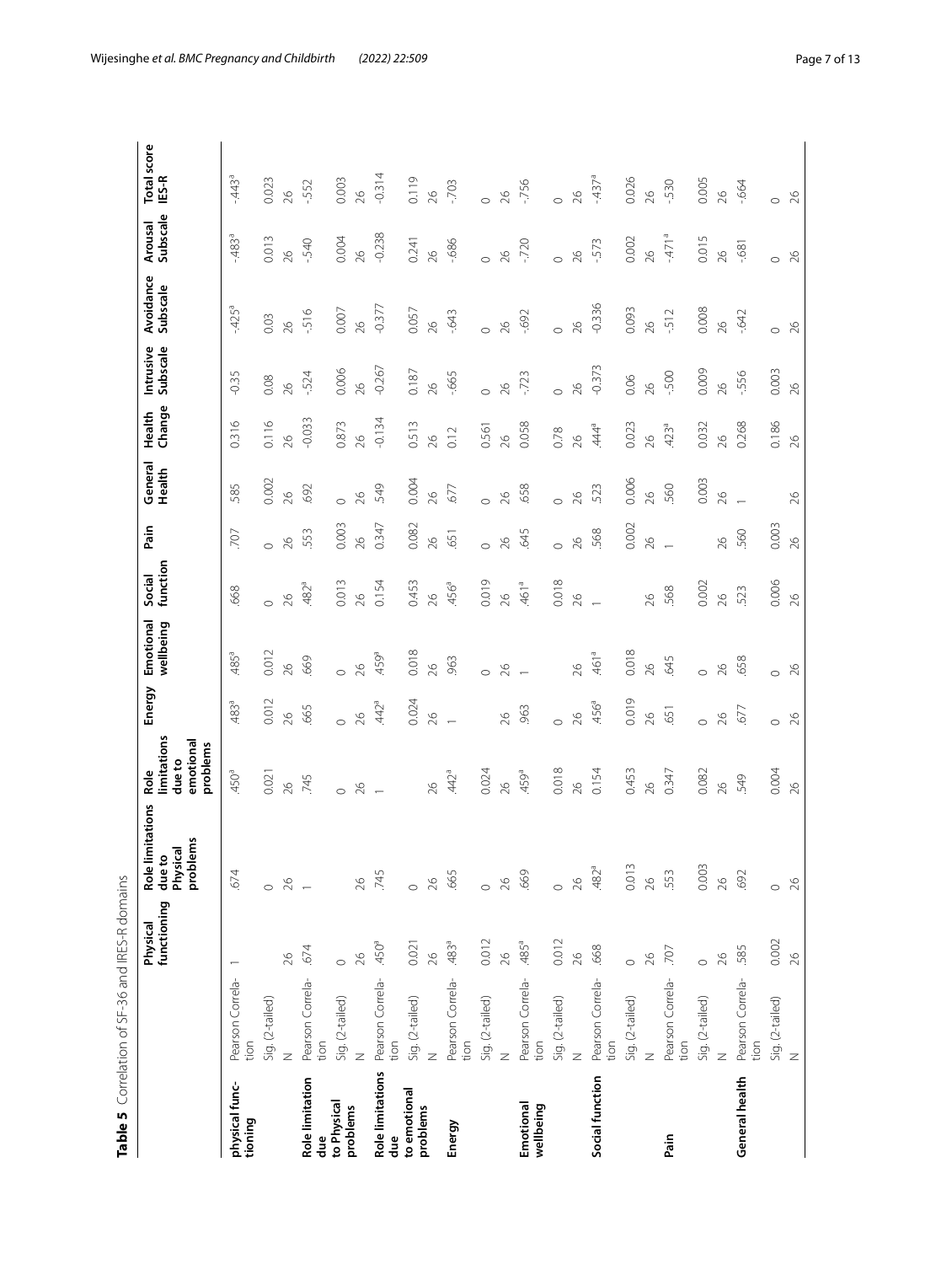**Table 5** Correlation of SF-36 and IRES-R domains

| | | Physical functioning | Role limitations due to Physical problems | Role limitations due to emotional problems | Energy | Emotional wellbeing | Social function | Pain | General Health | Health Change | Intrusive Subscale | Avoidance Subscale | Arousal Subscale | Total score IES-R |
|---|---|---|---|---|---|---|---|---|---|---|---|---|---|---|
| **physical functioning** | Pearson Correlation | 1 | .674 | .450[a] | .483[a] | .485[a] | .668 | .707 | .585 | 0.316 | -0.35 | -.425[a] | -.483[a] | -.443[a] |
| | Sig. (2-tailed) | | 0 | 0.021 | 0.012 | 0.012 | 0 | 0 | 0.002 | 0.116 | 0.08 | 0.03 | 0.013 | 0.023 |
| | N | 26 | 26 | 26 | 26 | 26 | 26 | 26 | 26 | 26 | 26 | 26 | 26 | 26 |
| **Role limitation due to Physical problems** | Pearson Correlation | .674 | 1 | .745 | .665 | .669 | .482[a] | .553 | .692 | -0.033 | -.524 | -.516 | -.540 | -.552 |
| | Sig. (2-tailed) | 0 | | 0 | 0 | 0 | 0.013 | 0.003 | 0 | 0.873 | 0.006 | 0.007 | 0.004 | 0.003 |
| | N | 26 | 26 | 26 | 26 | 26 | 26 | 26 | 26 | 26 | 26 | 26 | 26 | 26 |
| **Role limitations due to emotional problems** | Pearson Correlation | .450[a] | .745 | 1 | .442[a] | .459[a] | 0.154 | 0.347 | .549 | -0.134 | -0.267 | -0.377 | -0.238 | -0.314 |
| | Sig. (2-tailed) | 0.021 | 0 | | 0.024 | 0.018 | 0.453 | 0.082 | 0.004 | 0.513 | 0.187 | 0.057 | 0.241 | 0.119 |
| | N | 26 | 26 | 26 | 26 | 26 | 26 | 26 | 26 | 26 | 26 | 26 | 26 | 26 |
| **Energy** | Pearson Correlation | .483[a] | .665 | .442[a] | 1 | .963 | .456[a] | .651 | .677 | 0.12 | -.665 | -.643 | -.686 | -.703 |
| | Sig. (2-tailed) | 0.012 | 0 | 0.024 | | 0 | 0.019 | 0 | 0 | 0.561 | 0 | 0 | 0 | 0 |
| | N | 26 | 26 | 26 | 26 | 26 | 26 | 26 | 26 | 26 | 26 | 26 | 26 | 26 |
| **Emotional wellbeing** | Pearson Correlation | .485[a] | .669 | .459[a] | .963 | 1 | .461[a] | .645 | .658 | 0.058 | -.723 | -.692 | -.720 | -.756 |
| | Sig. (2-tailed) | 0.012 | 0 | 0.018 | 0 | | 0.018 | 0 | 0 | 0.78 | 0 | 0 | 0 | 0 |
| | N | 26 | 26 | 26 | 26 | 26 | 26 | 26 | 26 | 26 | 26 | 26 | 26 | 26 |
| **Social function** | Pearson Correlation | .668 | .482[a] | 0.154 | .456[a] | .461[a] | 1 | .568 | .523 | .444[a] | -0.373 | -0.336 | -.573 | -.437[a] |
| | Sig. (2-tailed) | 0 | 0.013 | 0.453 | 0.019 | 0.018 | | 0.002 | 0.006 | 0.023 | 0.06 | 0.093 | 0.002 | 0.026 |
| | N | 26 | 26 | 26 | 26 | 26 | 26 | 26 | 26 | 26 | 26 | 26 | 26 | 26 |
| **Pain** | Pearson Correlation | .707 | .553 | 0.347 | .651 | .645 | .568 | 1 | .560 | .423[a] | -.500 | -.512 | -.471[a] | -.530 |
| | Sig. (2-tailed) | 0 | 0.003 | 0.082 | 0 | 0 | 0.002 | | 0.003 | 0.032 | 0.009 | 0.008 | 0.015 | 0.005 |
| | N | 26 | 26 | 26 | 26 | 26 | 26 | 26 | 26 | 26 | 26 | 26 | 26 | 26 |
| **General health** | Pearson Correlation | .585 | .692 | .549 | .677 | .658 | .523 | .560 | 1 | 0.268 | -.556 | -.642 | -.681 | -.664 |
| | Sig. (2-tailed) | 0.002 | 0 | 0.004 | 0 | 0 | 0.006 | 0.003 | | 0.186 | 0.003 | 0 | 0 | 0 |
| | N | 26 | 26 | 26 | 26 | 26 | 26 | 26 | 26 | 26 | 26 | 26 | 26 | 26 |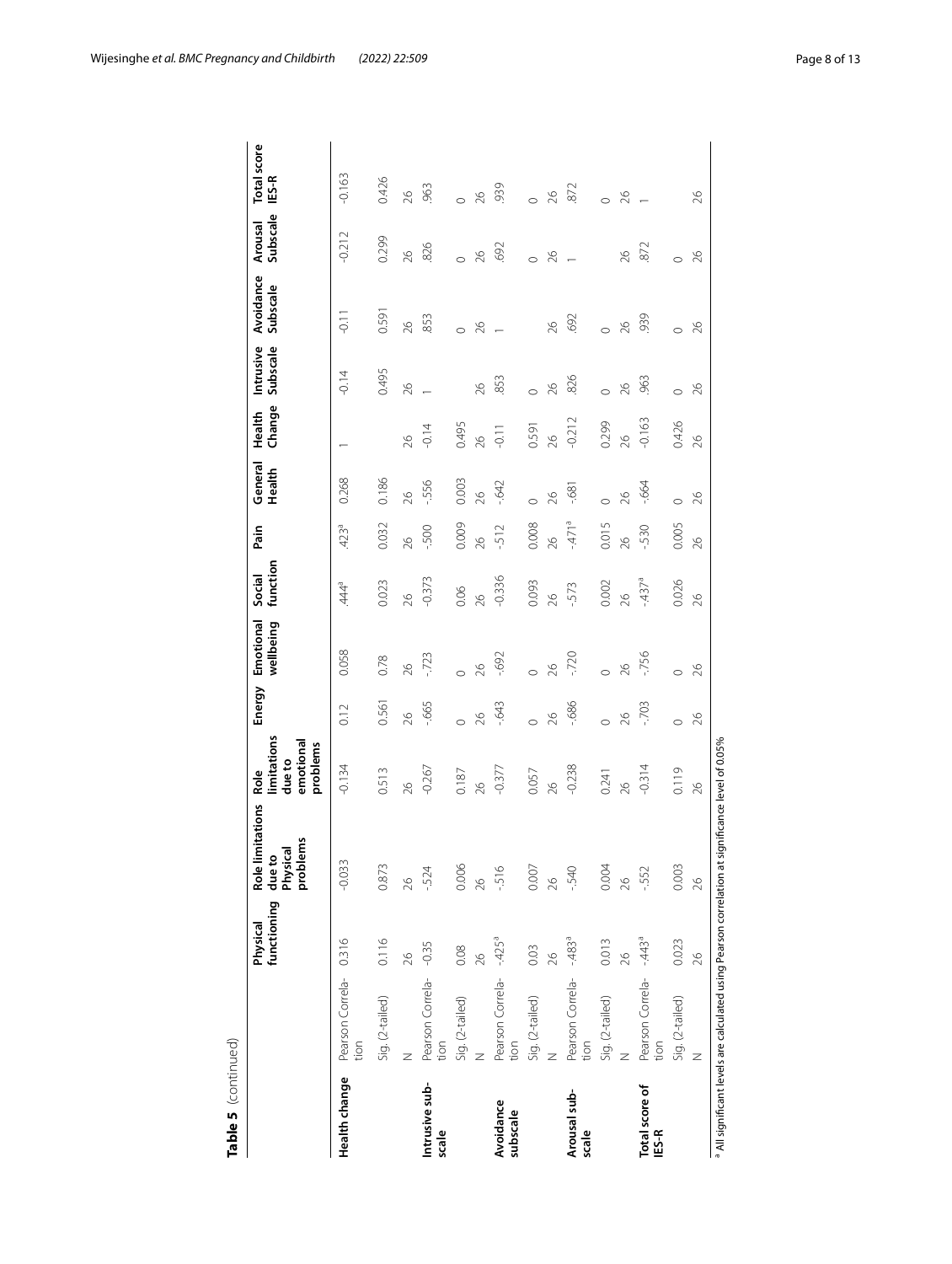**Table 5** (continued)

| | | Physical functioning | Role limitations due to Physical problems | Role limitations due to emotional problems | Energy | Emotional wellbeing | Social function | Pain | General Health | Health Change | Intrusive Subscale | Avoidance Subscale | Arousal Subscale | Total score IES-R |
|---|---|---|---|---|---|---|---|---|---|---|---|---|---|---|
| **Health change** | Pearson Correlation | 0.316 | -0.033 | -0.134 | 0.12 | 0.058 | .444[a] | .423[a] | 0.268 | 1 | -0.14 | -0.11 | -0.212 | -0.163 |
| | Sig. (2-tailed) | 0.116 | 0.873 | 0.513 | 0.561 | 0.78 | 0.023 | 0.032 | 0.186 | | 0.495 | 0.591 | 0.299 | 0.426 |
| | N | 26 | 26 | 26 | 26 | 26 | 26 | 26 | 26 | 26 | 26 | 26 | 26 | 26 |
| **Intrusive subscale** | Pearson Correlation | -0.35 | -.524 | -0.267 | -.665 | -.723 | -0.373 | -.500 | -.556 | -0.14 | 1 | .853 | .826 | .963 |
| | Sig. (2-tailed) | 0.08 | 0.006 | 0.187 | 0 | 0 | 0.06 | 0.009 | 0.003 | 0.495 | | 0 | 0 | 0 |
| | N | 26 | 26 | 26 | 26 | 26 | 26 | 26 | 26 | 26 | 26 | 26 | 26 | 26 |
| **Avoidance subscale** | Pearson Correlation | -.425[a] | -.516 | -0.377 | -.643 | -.692 | -0.336 | -.512 | -.642 | -0.11 | .853 | 1 | .692 | .939 |
| | Sig. (2-tailed) | 0.03 | 0.007 | 0.057 | 0 | 0 | 0.093 | 0.008 | 0 | 0.591 | 0 | | 0 | 0 |
| | N | 26 | 26 | 26 | 26 | 26 | 26 | 26 | 26 | 26 | 26 | 26 | 26 | 26 |
| **Arousal subscale** | Pearson Correlation | -.483[a] | -.540 | -0.238 | -.686 | -.720 | -.573 | -.471[a] | -.681 | -0.212 | .826 | .692 | 1 | .872 |
| | Sig. (2-tailed) | 0.013 | 0.004 | 0.241 | 0 | 0 | 0.002 | 0.015 | 0 | 0.299 | 0 | 0 | | 0 |
| | N | 26 | 26 | 26 | 26 | 26 | 26 | 26 | 26 | 26 | 26 | 26 | 26 | 26 |
| **Total score of IES-R** | Pearson Correlation | -.443[a] | -.552 | -0.314 | -.703 | -.756 | -.437[a] | -.530 | -.664 | -0.163 | .963 | .939 | .872 | 1 |
| | Sig. (2-tailed) | 0.023 | 0.003 | 0.119 | 0 | 0 | 0.026 | 0.005 | 0 | 0.426 | 0 | 0 | 0 | |
| | N | 26 | 26 | 26 | 26 | 26 | 26 | 26 | 26 | 26 | 26 | 26 | 26 | 26 |

[a] All significant levels are calculated using Pearson correlation at significance level of 0.05%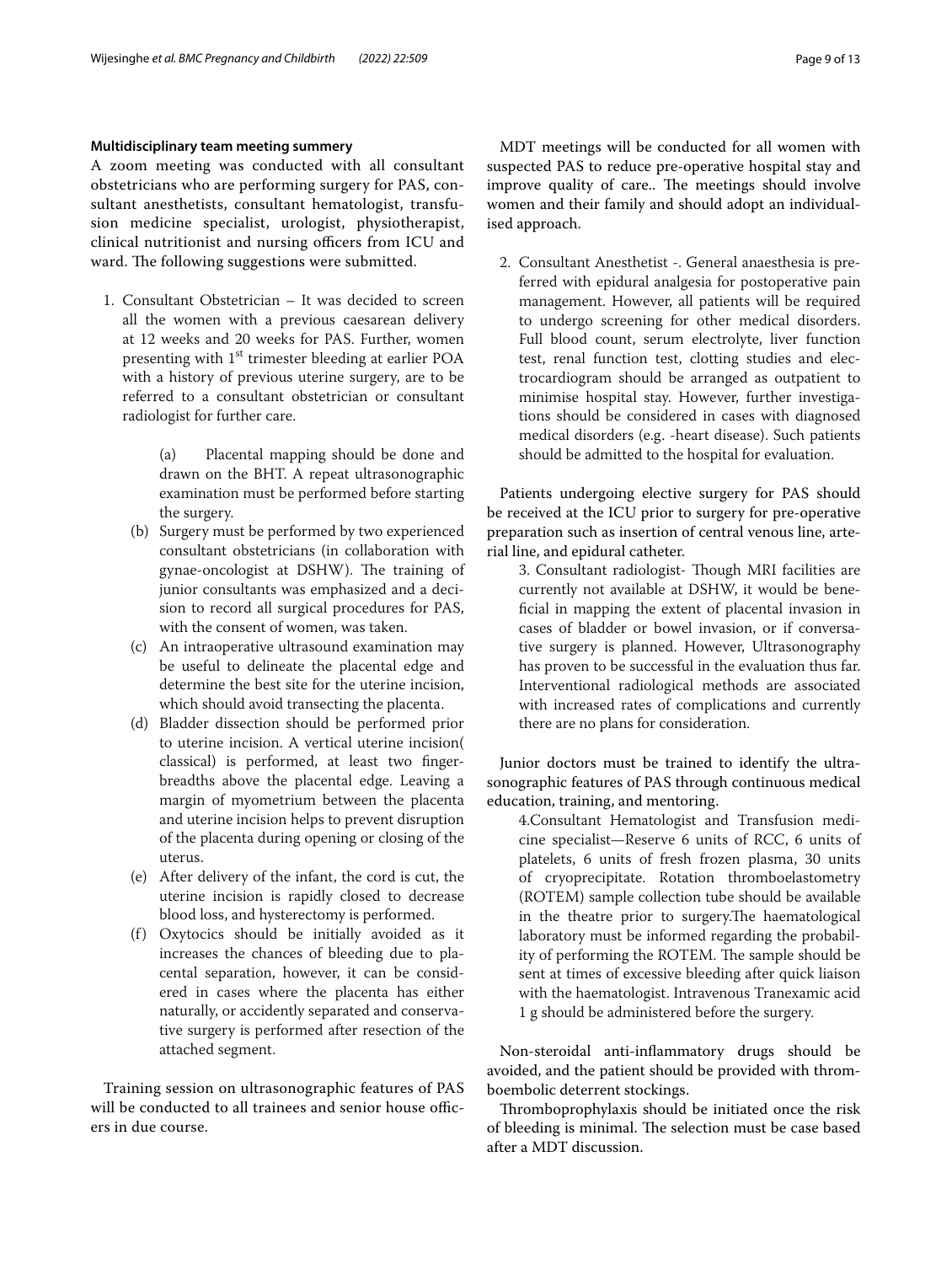**Multidisciplinary team meeting summery**

A zoom meeting was conducted with all consultant obstetricians who are performing surgery for PAS, consultant anesthetists, consultant hematologist, transfusion medicine specialist, urologist, physiotherapist, clinical nutritionist and nursing officers from ICU and ward. The following suggestions were submitted.

1. Consultant Obstetrician – It was decided to screen all the women with a previous caesarean delivery at 12 weeks and 20 weeks for PAS. Further, women presenting with 1[st] trimester bleeding at earlier POA with a history of previous uterine surgery, are to be referred to a consultant obstetrician or consultant radiologist for further care.

    (a) Placental mapping should be done and drawn on the BHT. A repeat ultrasonographic examination must be performed before starting the surgery.
    (b) Surgery must be performed by two experienced consultant obstetricians (in collaboration with gynae-oncologist at DSHW). The training of junior consultants was emphasized and a decision to record all surgical procedures for PAS, with the consent of women, was taken.
    (c) An intraoperative ultrasound examination may be useful to delineate the placental edge and determine the best site for the uterine incision, which should avoid transecting the placenta.
    (d) Bladder dissection should be performed prior to uterine incision. A vertical uterine incision( classical) is performed, at least two fingerbreadths above the placental edge. Leaving a margin of myometrium between the placenta and uterine incision helps to prevent disruption of the placenta during opening or closing of the uterus.
    (e) After delivery of the infant, the cord is cut, the uterine incision is rapidly closed to decrease blood loss, and hysterectomy is performed.
    (f) Oxytocics should be initially avoided as it increases the chances of bleeding due to placental separation, however, it can be considered in cases where the placenta has either naturally, or accidently separated and conservative surgery is performed after resection of the attached segment.

Training session on ultrasonographic features of PAS will be conducted to all trainees and senior house officers in due course.

MDT meetings will be conducted for all women with suspected PAS to reduce pre-operative hospital stay and improve quality of care.. The meetings should involve women and their family and should adopt an individualised approach.

2. Consultant Anesthetist -. General anaesthesia is preferred with epidural analgesia for postoperative pain management. However, all patients will be required to undergo screening for other medical disorders. Full blood count, serum electrolyte, liver function test, renal function test, clotting studies and electrocardiogram should be arranged as outpatient to minimise hospital stay. However, further investigations should be considered in cases with diagnosed medical disorders (e.g. -heart disease). Such patients should be admitted to the hospital for evaluation.

Patients undergoing elective surgery for PAS should be received at the ICU prior to surgery for pre-operative preparation such as insertion of central venous line, arterial line, and epidural catheter.

3. Consultant radiologist- Though MRI facilities are currently not available at DSHW, it would be beneficial in mapping the extent of placental invasion in cases of bladder or bowel invasion, or if conversative surgery is planned. However, Ultrasonography has proven to be successful in the evaluation thus far. Interventional radiological methods are associated with increased rates of complications and currently there are no plans for consideration.

Junior doctors must be trained to identify the ultrasonographic features of PAS through continuous medical education, training, and mentoring.

4. Consultant Hematologist and Transfusion medicine specialist—Reserve 6 units of RCC, 6 units of platelets, 6 units of fresh frozen plasma, 30 units of cryoprecipitate. Rotation thromboelastometry (ROTEM) sample collection tube should be available in the theatre prior to surgery.The haematological laboratory must be informed regarding the probability of performing the ROTEM. The sample should be sent at times of excessive bleeding after quick liaison with the haematologist. Intravenous Tranexamic acid 1 g should be administered before the surgery.

Non-steroidal anti-inflammatory drugs should be avoided, and the patient should be provided with thromboembolic deterrent stockings.

Thromboprophylaxis should be initiated once the risk of bleeding is minimal. The selection must be case based after a MDT discussion.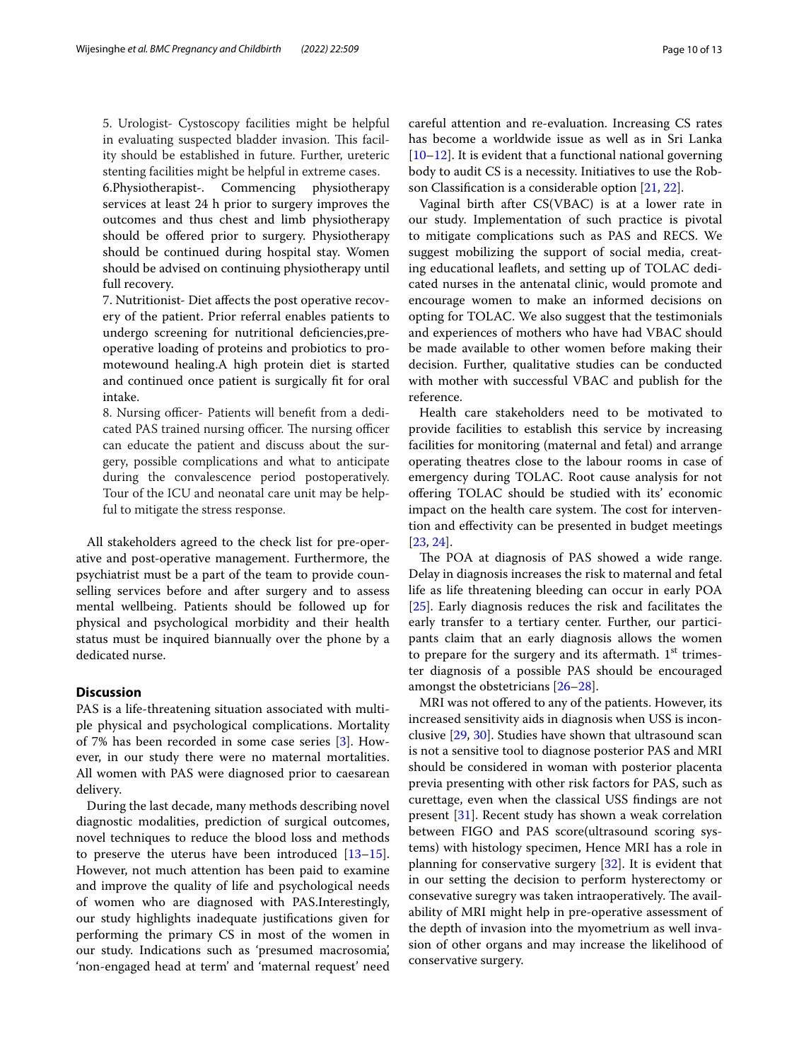5. Urologist- Cystoscopy facilities might be helpful in evaluating suspected bladder invasion. This facility should be established in future. Further, ureteric stenting facilities might be helpful in extreme cases.

6.Physiotherapist-. Commencing physiotherapy services at least 24 h prior to surgery improves the outcomes and thus chest and limb physiotherapy should be offered prior to surgery. Physiotherapy should be continued during hospital stay. Women should be advised on continuing physiotherapy until full recovery.

7. Nutritionist- Diet affects the post operative recovery of the patient. Prior referral enables patients to undergo screening for nutritional deficiencies,preoperative loading of proteins and probiotics to promotewound healing.A high protein diet is started and continued once patient is surgically fit for oral intake.

8. Nursing officer- Patients will benefit from a dedicated PAS trained nursing officer. The nursing officer can educate the patient and discuss about the surgery, possible complications and what to anticipate during the convalescence period postoperatively. Tour of the ICU and neonatal care unit may be helpful to mitigate the stress response.

All stakeholders agreed to the check list for pre-operative and post-operative management. Furthermore, the psychiatrist must be a part of the team to provide counselling services before and after surgery and to assess mental wellbeing. Patients should be followed up for physical and psychological morbidity and their health status must be inquired biannually over the phone by a dedicated nurse.

## Discussion

PAS is a life-threatening situation associated with multiple physical and psychological complications. Mortality of 7% has been recorded in some case series [3]. However, in our study there were no maternal mortalities. All women with PAS were diagnosed prior to caesarean delivery.

During the last decade, many methods describing novel diagnostic modalities, prediction of surgical outcomes, novel techniques to reduce the blood loss and methods to preserve the uterus have been introduced [13–15]. However, not much attention has been paid to examine and improve the quality of life and psychological needs of women who are diagnosed with PAS.Interestingly, our study highlights inadequate justifications given for performing the primary CS in most of the women in our study. Indications such as 'presumed macrosomia', 'non-engaged head at term' and 'maternal request' need careful attention and re-evaluation. Increasing CS rates has become a worldwide issue as well as in Sri Lanka [10–12]. It is evident that a functional national governing body to audit CS is a necessity. Initiatives to use the Robson Classification is a considerable option [21, 22].

Vaginal birth after CS(VBAC) is at a lower rate in our study. Implementation of such practice is pivotal to mitigate complications such as PAS and RECS. We suggest mobilizing the support of social media, creating educational leaflets, and setting up of TOLAC dedicated nurses in the antenatal clinic, would promote and encourage women to make an informed decisions on opting for TOLAC. We also suggest that the testimonials and experiences of mothers who have had VBAC should be made available to other women before making their decision. Further, qualitative studies can be conducted with mother with successful VBAC and publish for the reference.

Health care stakeholders need to be motivated to provide facilities to establish this service by increasing facilities for monitoring (maternal and fetal) and arrange operating theatres close to the labour rooms in case of emergency during TOLAC. Root cause analysis for not offering TOLAC should be studied with its' economic impact on the health care system. The cost for intervention and effectivity can be presented in budget meetings [23, 24].

The POA at diagnosis of PAS showed a wide range. Delay in diagnosis increases the risk to maternal and fetal life as life threatening bleeding can occur in early POA [25]. Early diagnosis reduces the risk and facilitates the early transfer to a tertiary center. Further, our participants claim that an early diagnosis allows the women to prepare for the surgery and its aftermath. 1st trimester diagnosis of a possible PAS should be encouraged amongst the obstetricians [26–28].

MRI was not offered to any of the patients. However, its increased sensitivity aids in diagnosis when USS is inconclusive [29, 30]. Studies have shown that ultrasound scan is not a sensitive tool to diagnose posterior PAS and MRI should be considered in woman with posterior placenta previa presenting with other risk factors for PAS, such as curettage, even when the classical USS findings are not present [31]. Recent study has shown a weak correlation between FIGO and PAS score(ultrasound scoring systems) with histology specimen, Hence MRI has a role in planning for conservative surgery [32]. It is evident that in our setting the decision to perform hysterectomy or consevative suregry was taken intraoperatively. The availability of MRI might help in pre-operative assessment of the depth of invasion into the myometrium as well invasion of other organs and may increase the likelihood of conservative surgery.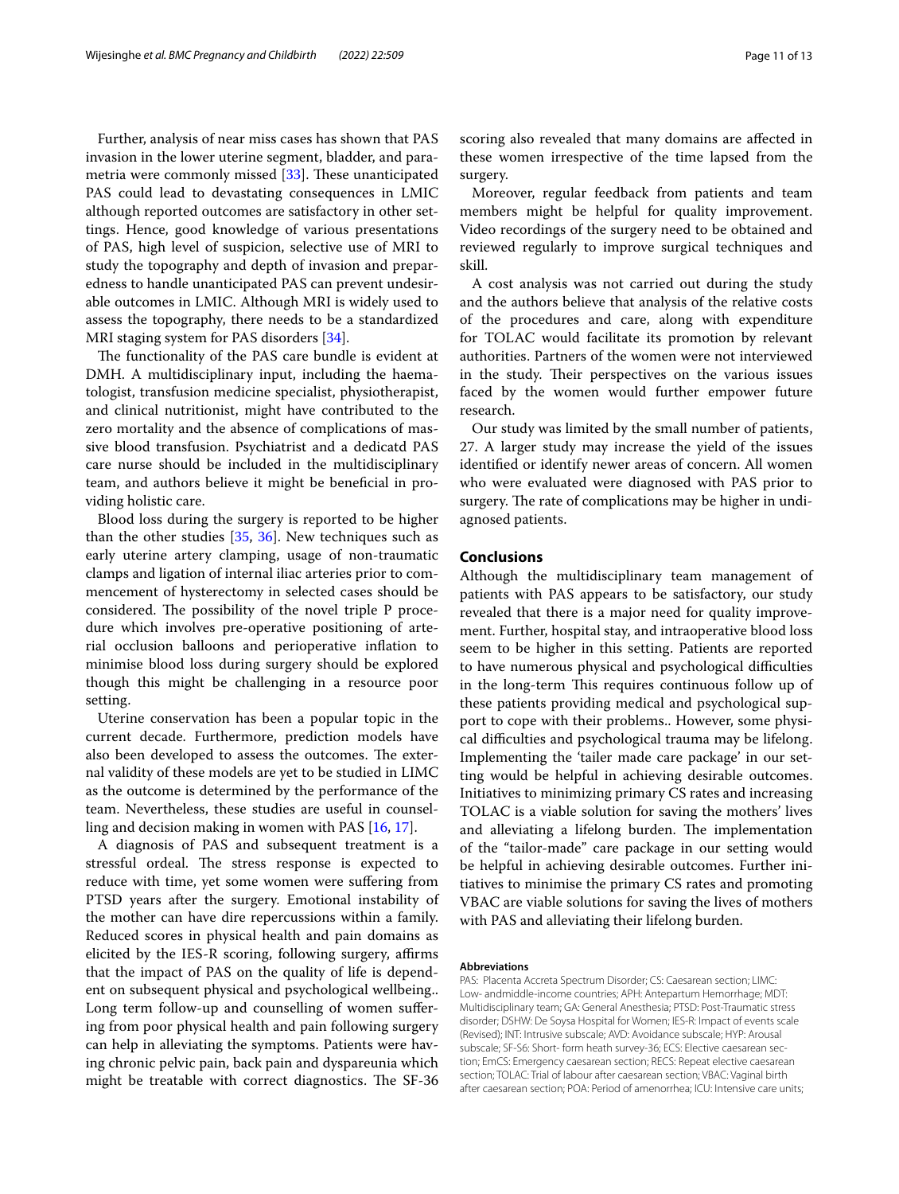Further, analysis of near miss cases has shown that PAS invasion in the lower uterine segment, bladder, and parametria were commonly missed [33]. These unanticipated PAS could lead to devastating consequences in LMIC although reported outcomes are satisfactory in other settings. Hence, good knowledge of various presentations of PAS, high level of suspicion, selective use of MRI to study the topography and depth of invasion and preparedness to handle unanticipated PAS can prevent undesirable outcomes in LMIC. Although MRI is widely used to assess the topography, there needs to be a standardized MRI staging system for PAS disorders [34].

The functionality of the PAS care bundle is evident at DMH. A multidisciplinary input, including the haematologist, transfusion medicine specialist, physiotherapist, and clinical nutritionist, might have contributed to the zero mortality and the absence of complications of massive blood transfusion. Psychiatrist and a dedicatd PAS care nurse should be included in the multidisciplinary team, and authors believe it might be beneficial in providing holistic care.

Blood loss during the surgery is reported to be higher than the other studies [35, 36]. New techniques such as early uterine artery clamping, usage of non-traumatic clamps and ligation of internal iliac arteries prior to commencement of hysterectomy in selected cases should be considered. The possibility of the novel triple P procedure which involves pre-operative positioning of arterial occlusion balloons and perioperative inflation to minimise blood loss during surgery should be explored though this might be challenging in a resource poor setting.

Uterine conservation has been a popular topic in the current decade. Furthermore, prediction models have also been developed to assess the outcomes. The external validity of these models are yet to be studied in LIMC as the outcome is determined by the performance of the team. Nevertheless, these studies are useful in counselling and decision making in women with PAS [16, 17].

A diagnosis of PAS and subsequent treatment is a stressful ordeal. The stress response is expected to reduce with time, yet some women were suffering from PTSD years after the surgery. Emotional instability of the mother can have dire repercussions within a family. Reduced scores in physical health and pain domains as elicited by the IES-R scoring, following surgery, affirms that the impact of PAS on the quality of life is dependent on subsequent physical and psychological wellbeing.. Long term follow-up and counselling of women suffering from poor physical health and pain following surgery can help in alleviating the symptoms. Patients were having chronic pelvic pain, back pain and dyspareunia which might be treatable with correct diagnostics. The SF-36 scoring also revealed that many domains are affected in these women irrespective of the time lapsed from the surgery.

Moreover, regular feedback from patients and team members might be helpful for quality improvement. Video recordings of the surgery need to be obtained and reviewed regularly to improve surgical techniques and skill.

A cost analysis was not carried out during the study and the authors believe that analysis of the relative costs of the procedures and care, along with expenditure for TOLAC would facilitate its promotion by relevant authorities. Partners of the women were not interviewed in the study. Their perspectives on the various issues faced by the women would further empower future research.

Our study was limited by the small number of patients, 27. A larger study may increase the yield of the issues identified or identify newer areas of concern. All women who were evaluated were diagnosed with PAS prior to surgery. The rate of complications may be higher in undiagnosed patients.

## Conclusions

Although the multidisciplinary team management of patients with PAS appears to be satisfactory, our study revealed that there is a major need for quality improvement. Further, hospital stay, and intraoperative blood loss seem to be higher in this setting. Patients are reported to have numerous physical and psychological difficulties in the long-term This requires continuous follow up of these patients providing medical and psychological support to cope with their problems.. However, some physical difficulties and psychological trauma may be lifelong. Implementing the 'tailer made care package' in our setting would be helpful in achieving desirable outcomes. Initiatives to minimizing primary CS rates and increasing TOLAC is a viable solution for saving the mothers' lives and alleviating a lifelong burden. The implementation of the "tailor-made" care package in our setting would be helpful in achieving desirable outcomes. Further initiatives to minimise the primary CS rates and promoting VBAC are viable solutions for saving the lives of mothers with PAS and alleviating their lifelong burden.

#### Abbreviations

PAS: Placenta Accreta Spectrum Disorder; CS: Caesarean section; LIMC: Low- andmiddle-income countries; APH: Antepartum Hemorrhage; MDT: Multidisciplinary team; GA: General Anesthesia; PTSD: Post-Traumatic stress disorder; DSHW: De Soysa Hospital for Women; IES-R: Impact of events scale (Revised); INT: Intrusive subscale; AVD: Avoidance subscale; HYP: Arousal subscale; SF-S6: Short- form heath survey-36; ECS: Elective caesarean section; EmCS: Emergency caesarean section; RECS: Repeat elective caesarean section; TOLAC: Trial of labour after caesarean section; VBAC: Vaginal birth after caesarean section; POA: Period of amenorrhea; ICU: Intensive care units;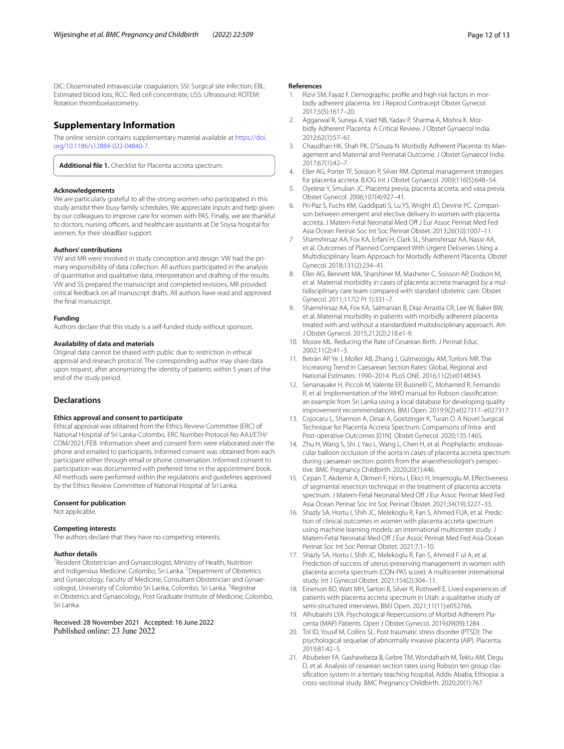DIC: Disseminated intravascular coagulation; SSI: Surgical site infection; EBL: Estimated blood loss; RCC: Red cell concentrate; USS: Ultrasound; ROTEM: Rotation thromboelastometry.

## Supplementary Information

The online version contains supplementary material available at https://doi.org/10.1186/s12884-022-04840-7.

**Additional file 1.** Checklist for Placenta accreta spectrum.

### Acknowledgements

We are particularly grateful to all the strong women who participated in this study amidst their busy family schedules. We appreciate inputs and help given by our colleagues to improve care for women with PAS. Finally, we are thankful to doctors, nursing officers, and healthcare assistants at De Soysa hospital for women, for their steadfast support.

### Authors' contributions

VW and MR were involved in study conception and design. VW had the primary responsibility of data collection. All authors participated in the analysis of quantitative and qualitative data, interpretation and drafting of the results. VW and SS prepared the manuscript and completed revisions. MR provided critical feedback on all manuscript drafts. All authors have read and approved the final manuscript.

### Funding

Authors declare that this study is a self-funded study without sponsors.

### Availability of data and materials

Original data cannot be shared with public due to restriction in ethical approval and research protocol. The corresponding author may share data upon request, after anonymizing the identity of patients within 5 years of the end of the study period.

## Declarations

### Ethics approval and consent to participate

Ethical approval was obtained from the Ethics Review Committee (ERC) of National Hospital of Sri Lanka-Colombo. ERC Number Protocol No AAJ/ETH/COM/2021/FEB. Information sheet and consent form were elaborated over the phone and emailed to participants. Informed consent was obtained from each participant either through email or phone conversation. Informed consent to participation was documented with preferred time in the appointment book. All methods were performed within the regulations and guidelines approved by the Ethics Review Committee of National Hospital of Sri Lanka.

### Consent for publication

Not applicable.

### Competing interests

The authors declare that they have no competing interests.

### Author details

[1]Resident Obstetrician and Gynaecologist, Ministry of Health, Nutrition and Indigenous Medicine, Colombo, Sri Lanka. [2]Department of Obstetrics and Gynaecology, Faculty of Medicine, Consultant Obstetrician and Gynaecologist, University of Colombo Sri Lanka, Colombo, Sri Lanka. [3]Registrar in Obstetrics and Gynaecology, Post Graduate Institute of Medicine, Colombo, Sri Lanka.

Received: 28 November 2021 Accepted: 16 June 2022
Published online: 23 June 2022

### References

1. Rizvi SM, Fayaz F. Demographic profile and high risk factors in morbidly adherent placenta. Int J Reprod Contracept Obstet Gynecol. 2017;5(5):1617–20.
2. Aggarwal R, Suneja A, Vaid NB, Yadav P, Sharma A, Mishra K. Morbidly Adherent Placenta: A Critical Review. J Obstet Gynaecol India. 2012;62(1):57–61.
3. Chaudhari HK, Shah PK, D'Souza N. Morbidly Adherent Placenta: Its Management and Maternal and Perinatal Outcome. J Obstet Gynaecol India. 2017;67(1):42–7.
4. Eller AG, Porter TF, Soisson P, Silver RM. Optimal management strategies for placenta accreta. BJOG Int J Obstet Gynaecol. 2009;116(5):648–54.
5. Oyelese Y, Smulian JC. Placenta previa, placenta accreta, and vasa previa. Obstet Gynecol. 2006;107(4):927–41.
6. Pri-Paz S, Fuchs KM, Gaddipati S, Lu YS, Wright JD, Devine PC. Comparison between emergent and elective delivery in women with placenta accreta. J Matern-Fetal Neonatal Med Off J Eur Assoc Perinat Med Fed Asia Ocean Perinat Soc Int Soc Perinat Obstet. 2013;26(10):1007–11.
7. Shamshirsaz AA, Fox KA, Erfani H, Clark SL, Shamshirsaz AA, Nassr AA, et al. Outcomes of Planned Compared With Urgent Deliveries Using a Multidisciplinary Team Approach for Morbidly Adherent Placenta. Obstet Gynecol. 2018;131(2):234–41.
8. Eller AG, Bennett MA, Sharshiner M, Masheter C, Soisson AP, Dodson M, et al. Maternal morbidity in cases of placenta accreta managed by a multidisciplinary care team compared with standard obstetric care. Obstet Gynecol. 2011;117(2 Pt 1):331–7.
9. Shamshirsaz AA, Fox KA, Salmanian B, Diaz-Arrastia CR, Lee W, Baker BW, et al. Maternal morbidity in patients with morbidly adherent placenta treated with and without a standardized multidisciplinary approach. Am J Obstet Gynecol. 2015;212(2):218.e1-9.
10. Moore ML. Reducing the Rate of Cesarean Birth. J Perinat Educ. 2002;11(2):41–3.
11. Betrán AP, Ye J, Moller AB, Zhang J, Gülmezoglu AM, Torloni MR. The Increasing Trend in Caesarean Section Rates: Global, Regional and National Estimates: 1990–2014. PLoS ONE. 2016;11(2):e0148343.
12. Senanayake H, Piccoli M, Valente EP, Businelli C, Mohamed R, Fernando R, et al. Implementation of the WHO manual for Robson classification: an example from Sri Lanka using a local database for developing quality improvement recommendations. BMJ Open. 2019;9(2):e027317–e027317.
13. Cojocaru L, Shannon A, Desai A, Goetzinger K, Turan O. A Novel Surgical Technique for Placenta Accreta Spectrum: Comparisons of Intra- and Post-operative Outcomes [01N]. Obstet Gynecol. 2020;135:146S.
14. Zhu H, Wang S, Shi J, Yao L, Wang L, Chen H, et al. Prophylactic endovascular balloon occlusion of the aorta in cases of placenta accreta spectrum during caesarean section: points from the anaesthesiologist's perspective. BMC Pregnancy Childbirth. 2020;20(1):446.
15. Cirpan T, Akdemir A, Okmen F, Hortu I, Ekici H, Imamoglu M. Effectiveness of segmental resection technique in the treatment of placenta accreta spectrum. J Matern-Fetal Neonatal Med Off J Eur Assoc Perinat Med Fed Asia Ocean Perinat Soc Int Soc Perinat Obstet. 2021;34(19):3227–33.
16. Shazly SA, Hortu I, Shih JC, Melekoglu R, Fan S, Ahmed FUA, et al. Prediction of clinical outcomes in women with placenta accreta spectrum using machine learning models: an international multicenter study. J Matern-Fetal Neonatal Med Off J Eur Assoc Perinat Med Fed Asia Ocean Perinat Soc Int Soc Perinat Obstet. 2021;7:1–10.
17. Shazly SA, Hortu I, Shih JC, Melekoglu R, Fan S, Ahmed F ul A, et al. Prediction of success of uterus-preserving management in women with placenta accreta spectrum (CON-PAS score): A multicenter international study. Int J Gynecol Obstet. 2021;154(2):304–11.
18. Einerson BD, Watt MH, Sartori B, Silver R, Rothwell E. Lived experiences of patients with placenta accreta spectrum in Utah: a qualitative study of semi-structured interviews. BMJ Open. 2021;11(11):e052766.
19. Alhubaishi LYA. Psychological Repercussions of Morbid Adherent Placenta (MAP) Patients. Open J Obstet Gynecol. 2019;09(09):1284.
20. Tol ID, Yousif M, Collins SL. Post traumatic stress disorder (PTSD): The psychological sequelae of abnormally invasive placenta (AIP). Placenta. 2019;81:42–5.
21. Abubeker FA, Gashawbeza B, Gebre TM, Wondafrash M, Teklu AM, Degu D, et al. Analysis of cesarean section rates using Robson ten group classification system in a tertiary teaching hospital, Addis Ababa, Ethiopia: a cross-sectional study. BMC Pregnancy Childbirth. 2020;20(1):767.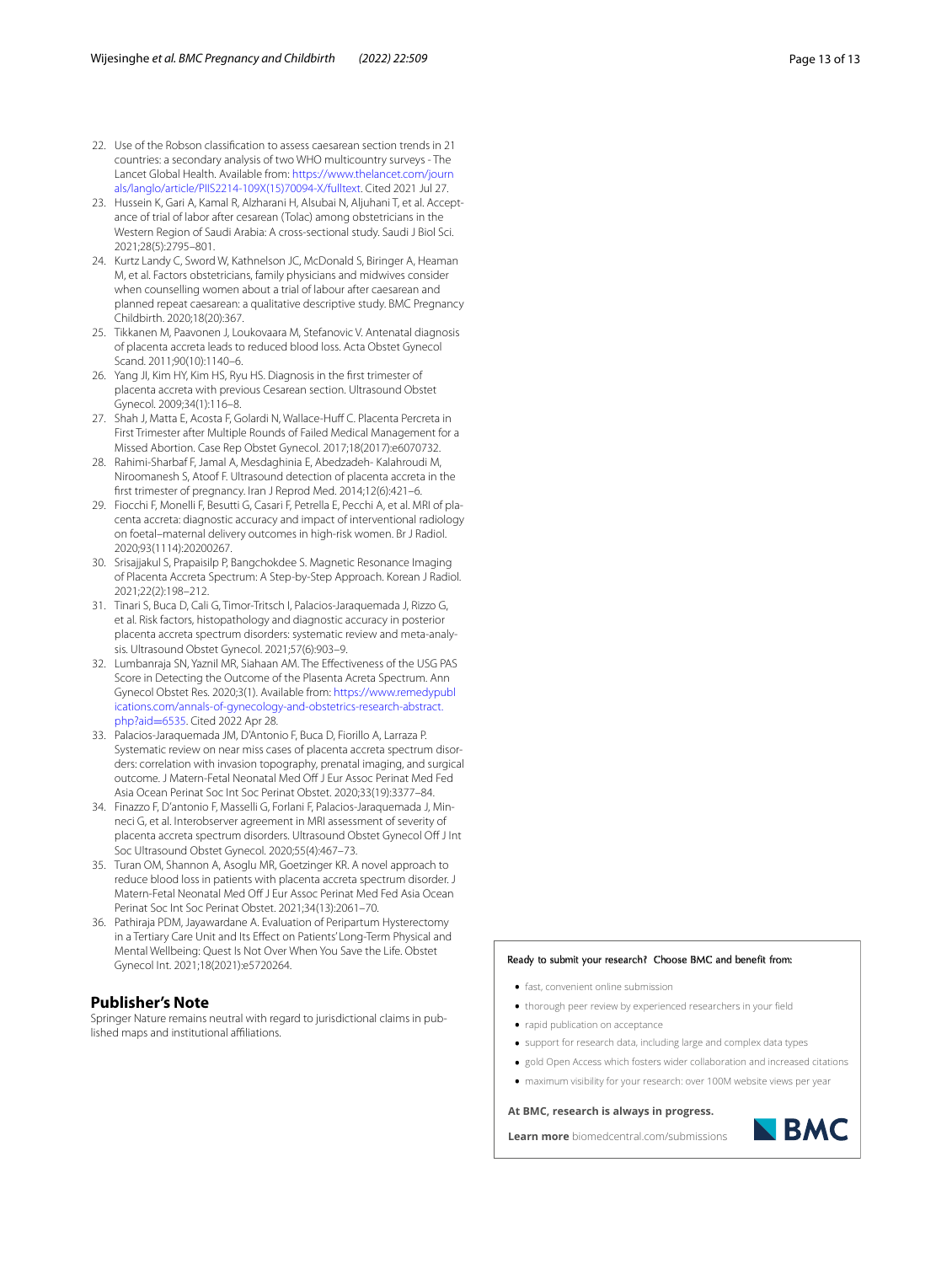22. Use of the Robson classification to assess caesarean section trends in 21 countries: a secondary analysis of two WHO multicountry surveys - The Lancet Global Health. Available from: https://www.thelancet.com/journals/langlo/article/PIIS2214-109X(15)70094-X/fulltext. Cited 2021 Jul 27.
23. Hussein K, Gari A, Kamal R, Alzharani H, Alsubai N, Aljuhani T, et al. Acceptance of trial of labor after cesarean (Tolac) among obstetricians in the Western Region of Saudi Arabia: A cross-sectional study. Saudi J Biol Sci. 2021;28(5):2795–801.
24. Kurtz Landy C, Sword W, Kathnelson JC, McDonald S, Biringer A, Heaman M, et al. Factors obstetricians, family physicians and midwives consider when counselling women about a trial of labour after caesarean and planned repeat caesarean: a qualitative descriptive study. BMC Pregnancy Childbirth. 2020;18(20):367.
25. Tikkanen M, Paavonen J, Loukovaara M, Stefanovic V. Antenatal diagnosis of placenta accreta leads to reduced blood loss. Acta Obstet Gynecol Scand. 2011;90(10):1140–6.
26. Yang JI, Kim HY, Kim HS, Ryu HS. Diagnosis in the first trimester of placenta accreta with previous Cesarean section. Ultrasound Obstet Gynecol. 2009;34(1):116–8.
27. Shah J, Matta E, Acosta F, Golardi N, Wallace-Huff C. Placenta Percreta in First Trimester after Multiple Rounds of Failed Medical Management for a Missed Abortion. Case Rep Obstet Gynecol. 2017;18(2017):e6070732.
28. Rahimi-Sharbaf F, Jamal A, Mesdaghinia E, Abedzadeh- Kalahroudi M, Niroomanesh S, Atoof F. Ultrasound detection of placenta accreta in the first trimester of pregnancy. Iran J Reprod Med. 2014;12(6):421–6.
29. Fiocchi F, Monelli F, Besutti G, Casari F, Petrella E, Pecchi A, et al. MRI of placenta accreta: diagnostic accuracy and impact of interventional radiology on foetal–maternal delivery outcomes in high-risk women. Br J Radiol. 2020;93(1114):20200267.
30. Srisajjakul S, Prapaisilp P, Bangchokdee S. Magnetic Resonance Imaging of Placenta Accreta Spectrum: A Step-by-Step Approach. Korean J Radiol. 2021;22(2):198–212.
31. Tinari S, Buca D, Cali G, Timor-Tritsch I, Palacios-Jaraquemada J, Rizzo G, et al. Risk factors, histopathology and diagnostic accuracy in posterior placenta accreta spectrum disorders: systematic review and meta-analysis. Ultrasound Obstet Gynecol. 2021;57(6):903–9.
32. Lumbanraja SN, Yaznil MR, Siahaan AM. The Effectiveness of the USG PAS Score in Detecting the Outcome of the Plasenta Acreta Spectrum. Ann Gynecol Obstet Res. 2020;3(1). Available from: https://www.remedypublications.com/annals-of-gynecology-and-obstetrics-research-abstract.php?aid=6535. Cited 2022 Apr 28.
33. Palacios-Jaraquemada JM, D'Antonio F, Buca D, Fiorillo A, Larraza P. Systematic review on near miss cases of placenta accreta spectrum disorders: correlation with invasion topography, prenatal imaging, and surgical outcome. J Matern-Fetal Neonatal Med Off J Eur Assoc Perinat Med Fed Asia Ocean Perinat Soc Int Soc Perinat Obstet. 2020;33(19):3377–84.
34. Finazzo F, D'antonio F, Masselli G, Forlani F, Palacios-Jaraquemada J, Minneci G, et al. Interobserver agreement in MRI assessment of severity of placenta accreta spectrum disorders. Ultrasound Obstet Gynecol Off J Int Soc Ultrasound Obstet Gynecol. 2020;55(4):467–73.
35. Turan OM, Shannon A, Asoglu MR, Goetzinger KR. A novel approach to reduce blood loss in patients with placenta accreta spectrum disorder. J Matern-Fetal Neonatal Med Off J Eur Assoc Perinat Med Fed Asia Ocean Perinat Soc Int Soc Perinat Obstet. 2021;34(13):2061–70.
36. Pathiraja PDM, Jayawardane A. Evaluation of Peripartum Hysterectomy in a Tertiary Care Unit and Its Effect on Patients' Long-Term Physical and Mental Wellbeing: Quest Is Not Over When You Save the Life. Obstet Gynecol Int. 2021;18(2021):e5720264.

## Publisher's Note

Springer Nature remains neutral with regard to jurisdictional claims in published maps and institutional affiliations.

Ready to submit your research? Choose BMC and benefit from:

- fast, convenient online submission
- thorough peer review by experienced researchers in your field
- rapid publication on acceptance
- support for research data, including large and complex data types
- gold Open Access which fosters wider collaboration and increased citations
- maximum visibility for your research: over 100M website views per year

**At BMC, research is always in progress.**

**Learn more** biomedcentral.com/submissions

BMC